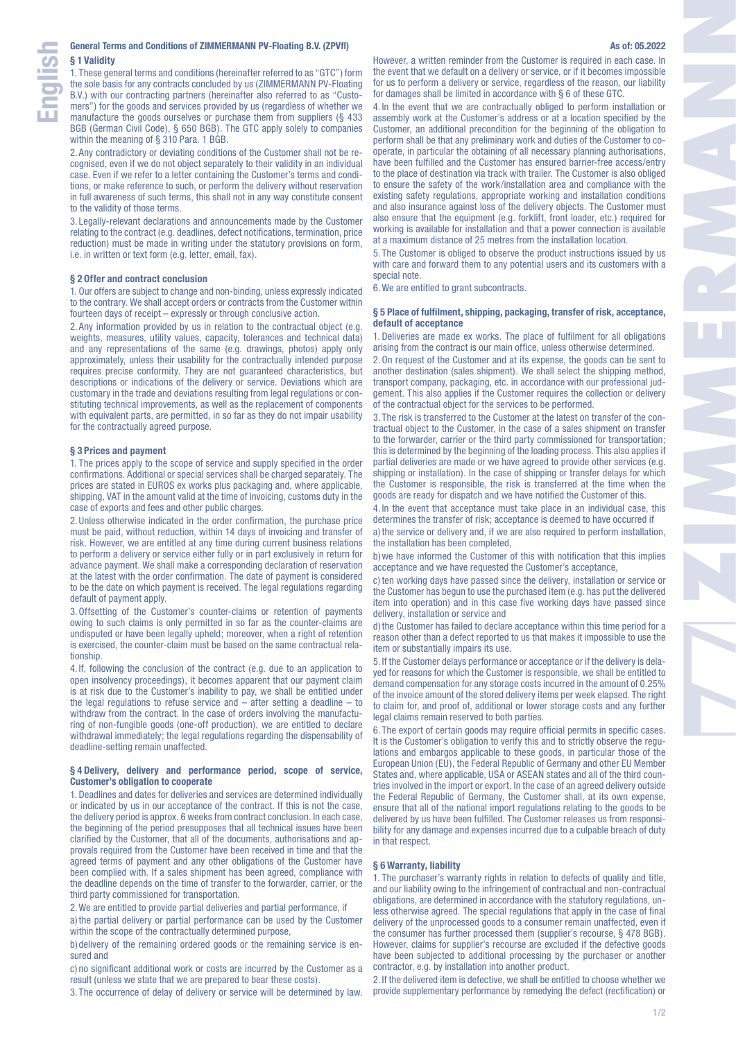# General Terms and Conditions of ZIMMERMANN PV-Floating B.V. (ZPVfl)

As of: 05.2022

## § 1 Validity

1. These general terms and conditions (hereinafter referred to as "GTC") form the sole basis for any contracts concluded by us (ZIMMERMANN PV-Floating B.V.) with our contracting partners (hereinafter also referred to as "Customers") for the goods and services provided by us (regardless of whether we manufacture the goods ourselves or purchase them from suppliers (§ 433 BGB (German Civil Code), § 650 BGB). The GTC apply solely to companies within the meaning of § 310 Para. 1 BGB.

2. Any contradictory or deviating conditions of the Customer shall not be recognised, even if we do not object separately to their validity in an individual case. Even if we refer to a letter containing the Customer's terms and conditions, or make reference to such, or perform the delivery without reservation in full awareness of such terms, this shall not in any way constitute consent to the validity of those terms.

3. Legally-relevant declarations and announcements made by the Customer relating to the contract (e.g. deadlines, defect notifications, termination, price reduction) must be made in writing under the statutory provisions on form, i.e. in written or text form (e.g. letter, email, fax).

## § 2 Offer and contract conclusion

1. Our offers are subject to change and non-binding, unless expressly indicated to the contrary. We shall accept orders or contracts from the Customer within fourteen days of receipt – expressly or through conclusive action.

2. Any information provided by us in relation to the contractual object (e.g. weights, measures, utility values, capacity, tolerances and technical data) and any representations of the same (e.g. drawings, photos) apply only approximately, unless their usability for the contractually intended purpose requires precise conformity. They are not guaranteed characteristics, but descriptions or indications of the delivery or service. Deviations which are customary in the trade and deviations resulting from legal regulations or constituting technical improvements, as well as the replacement of components with equivalent parts, are permitted, in so far as they do not impair usability for the contractually agreed purpose.

## § 3 Prices and payment

1. The prices apply to the scope of service and supply specified in the order confirmations. Additional or special services shall be charged separately. The prices are stated in EUROS ex works plus packaging and, where applicable, shipping, VAT in the amount valid at the time of invoicing, customs duty in the case of exports and fees and other public charges.

2. Unless otherwise indicated in the order confirmation, the purchase price must be paid, without reduction, within 14 days of invoicing and transfer of risk. However, we are entitled at any time during current business relations to perform a delivery or service either fully or in part exclusively in return for advance payment. We shall make a corresponding declaration of reservation at the latest with the order confirmation. The date of payment is considered to be the date on which payment is received. The legal regulations regarding default of payment apply.

3. Offsetting of the Customer's counter-claims or retention of payments owing to such claims is only permitted in so far as the counter-claims are undisputed or have been legally upheld; moreover, when a right of retention is exercised, the counter-claim must be based on the same contractual relationship.

4. If, following the conclusion of the contract (e.g. due to an application to open insolvency proceedings), it becomes apparent that our payment claim is at risk due to the Customer's inability to pay, we shall be entitled under the legal regulations to refuse service and – after setting a deadline – to withdraw from the contract. In the case of orders involving the manufacturing of non-fungible goods (one-off production), we are entitled to declare withdrawal immediately; the legal regulations regarding the dispensability of deadline-setting remain unaffected.

## § 4 Delivery, delivery and performance period, scope of service, Customer's obligation to cooperate

1. Deadlines and dates for deliveries and services are determined individually or indicated by us in our acceptance of the contract. If this is not the case, the delivery period is approx. 6 weeks from contract conclusion. In each case, the beginning of the period presupposes that all technical issues have been clarified by the Customer, that all of the documents, authorisations and approvals required from the Customer have been received in time and that the agreed terms of payment and any other obligations of the Customer have been complied with. If a sales shipment has been agreed, compliance with the deadline depends on the time of transfer to the forwarder, carrier, or the third party commissioned for transportation.

2. We are entitled to provide partial deliveries and partial performance, if

a) the partial delivery or partial performance can be used by the Customer within the scope of the contractually determined purpose,

b) delivery of the remaining ordered goods or the remaining service is ensured and

c) no significant additional work or costs are incurred by the Customer as a result (unless we state that we are prepared to bear these costs).

3. The occurrence of delay of delivery or service will be determined by law. However, a written reminder from the Customer is required in each case. In the event that we default on a delivery or service, or if it becomes impossible for us to perform a delivery or service, regardless of the reason, our liability for damages shall be limited in accordance with § 6 of these GTC.

4. In the event that we are contractually obliged to perform installation or assembly work at the Customer's address or at a location specified by the Customer, an additional precondition for the beginning of the obligation to perform shall be that any preliminary work and duties of the Customer to cooperate, in particular the obtaining of all necessary planning authorisations, have been fulfilled and the Customer has ensured barrier-free access/entry to the place of destination via track with trailer. The Customer is also obliged to ensure the safety of the work/installation area and compliance with the existing safety regulations, appropriate working and installation conditions and also insurance against loss of the delivery objects. The Customer must also ensure that the equipment (e.g. forklift, front loader, etc.) required for working is available for installation and that a power connection is available at a maximum distance of 25 metres from the installation location.

5. The Customer is obliged to observe the product instructions issued by us with care and forward them to any potential users and its customers with a special note.

6. We are entitled to grant subcontracts.

## § 5 Place of fulfilment, shipping, packaging, transfer of risk, acceptance, default of acceptance

1. Deliveries are made ex works. The place of fulfilment for all obligations arising from the contract is our main office, unless otherwise determined.

2. On request of the Customer and at its expense, the goods can be sent to another destination (sales shipment). We shall select the shipping method, transport company, packaging, etc. in accordance with our professional judgement. This also applies if the Customer requires the collection or delivery of the contractual object for the services to be performed.

3. The risk is transferred to the Customer at the latest on transfer of the contractual object to the Customer, in the case of a sales shipment on transfer to the forwarder, carrier or the third party commissioned for transportation; this is determined by the beginning of the loading process. This also applies if partial deliveries are made or we have agreed to provide other services (e.g. shipping or installation). In the case of shipping or transfer delays for which the Customer is responsible, the risk is transferred at the time when the goods are ready for dispatch and we have notified the Customer of this.

4. In the event that acceptance must take place in an individual case, this determines the transfer of risk; acceptance is deemed to have occurred if

a) the service or delivery and, if we are also required to perform installation, the installation has been completed,

b) we have informed the Customer of this with notification that this implies acceptance and we have requested the Customer's acceptance,

c) ten working days have passed since the delivery, installation or service or the Customer has begun to use the purchased item (e.g. has put the delivered item into operation) and in this case five working days have passed since delivery, installation or service and

d) the Customer has failed to declare acceptance within this time period for a reason other than a defect reported to us that makes it impossible to use the item or substantially impairs its use.

5. If the Customer delays performance or acceptance or if the delivery is delayed for reasons for which the Customer is responsible, we shall be entitled to demand compensation for any storage costs incurred in the amount of 0.25% of the invoice amount of the stored delivery items per week elapsed. The right to claim for, and proof of, additional or lower storage costs and any further legal claims remain reserved to both parties.

6. The export of certain goods may require official permits in specific cases. It is the Customer's obligation to verify this and to strictly observe the regulations and embargos applicable to these goods, in particular those of the European Union (EU), the Federal Republic of Germany and other EU Member States and, where applicable, USA or ASEAN states and all of the third countries involved in the import or export. In the case of an agreed delivery outside the Federal Republic of Germany, the Customer shall, at its own expense, ensure that all of the national import regulations relating to the goods to be delivered by us have been fulfilled. The Customer releases us from responsibility for any damage and expenses incurred due to a culpable breach of duty in that respect.

## § 6 Warranty, liability

1. The purchaser's warranty rights in relation to defects of quality and title, and our liability owing to the infringement of contractual and non-contractual obligations, are determined in accordance with the statutory regulations, unless otherwise agreed. The special regulations that apply in the case of final delivery of the unprocessed goods to a consumer remain unaffected, even if the consumer has further processed them (supplier's recourse, § 478 BGB). However, claims for supplier's recourse are excluded if the defective goods have been subjected to additional processing by the purchaser or another contractor, e.g. by installation into another product.

2. If the delivered item is defective, we shall be entitled to choose whether we provide supplementary performance by remedying the defect (rectification) or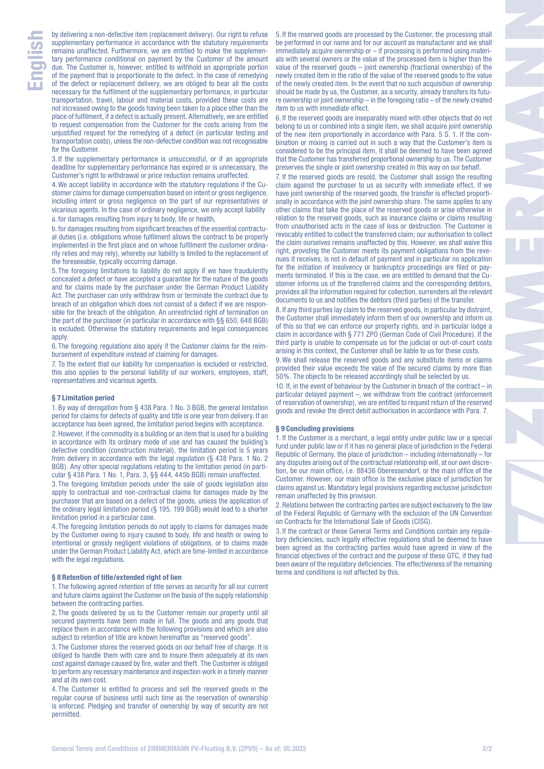by delivering a non-defective item (replacement delivery). Our right to refuse supplementary performance in accordance with the statutory requirements remains unaffected. Furthermore, we are entitled to make the supplementary performance conditional on payment by the Customer of the amount due. The Customer is, however, entitled to withhold an appropriate portion of the payment that is proportionate to the defect. In the case of remedying of the defect or replacement delivery, we are obliged to bear all the costs necessary for the fulfilment of the supplementary performance, in particular transportation, travel, labour and material costs, provided these costs are not increased owing to the goods having been taken to a place other than the place of fulfilment, if a defect is actually present. Alternatively, we are entitled to request compensation from the Customer for the costs arising from the unjustified request for the remedying of a defect (in particular testing and transportation costs), unless the non-defective condition was not recognisable for the Customer.

3. If the supplementary performance is unsuccessful, or if an appropriate deadline for supplementary performance has expired or is unnecessary, the Customer's right to withdrawal or price reduction remains unaffected.

4. We accept liability in accordance with the statutory regulations if the Customer claims for damage compensation based on intent or gross negligence, including intent or gross negligence on the part of our representatives or vicarious agents. In the case of ordinary negligence, we only accept liability

a. for damages resulting from injury to body, life or health,

b. for damages resulting from significant breaches of the essential contractual duties (i.e. obligations whose fulfilment allows the contract to be properly implemented in the first place and on whose fulfilment the customer ordinarily relies and may rely), whereby our liability is limited to the replacement of the foreseeable, typically occurring damage.

5. The foregoing limitations to liability do not apply if we have fraudulently concealed a defect or have accepted a guarantee for the nature of the goods and for claims made by the purchaser under the German Product Liability Act. The purchaser can only withdraw from or terminate the contract due to breach of an obligation which does not consist of a defect if we are responsible for the breach of the obligation. An unrestricted right of termination on the part of the purchaser (in particular in accordance with §§ 650, 648 BGB) is excluded. Otherwise the statutory requirements and legal consequences apply.

6. The foregoing regulations also apply if the Customer claims for the reimbursement of expenditure instead of claiming for damages.

7. To the extent that our liability for compensation is excluded or restricted, this also applies to the personal liability of our workers, employees, staff, representatives and vicarious agents.

## § 7 Limitation period

1. By way of derogation from § 438 Para. 1 No. 3 BGB, the general limitation period for claims for defects of quality and title is one year from delivery. If an acceptance has been agreed, the limitation period begins with acceptance.

2. However, if the commodity is a building or an item that is used for a building in accordance with its ordinary mode of use and has caused the building's defective condition (construction material), the limitation period is 5 years from delivery in accordance with the legal regulation (§ 438 Para. 1 No. 2 BGB). Any other special regulations relating to the limitation period (in particular § 438 Para. 1 No. 1, Para. 3, §§ 444, 445b BGB) remain unaffected.

3. The foregoing limitation periods under the sale of goods legislation also apply to contractual and non-contractual claims for damages made by the purchaser that are based on a defect of the goods, unless the application of the ordinary legal limitation period (§ 195, 199 BGB) would lead to a shorter limitation period in a particular case.

4. The foregoing limitation periods do not apply to claims for damages made by the Customer owing to injury caused to body, life and health or owing to intentional or grossly negligent violations of obligations, or to claims made under the German Product Liability Act, which are time-limited in accordance with the legal regulations.

## § 8 Retention of title/extended right of lien

1. The following agreed retention of title serves as security for all our current and future claims against the Customer on the basis of the supply relationship between the contracting parties.

2. The goods delivered by us to the Customer remain our property until all secured payments have been made in full. The goods and any goods that replace them in accordance with the following provisions and which are also subject to retention of title are known hereinafter as "reserved goods".

3. The Customer stores the reserved goods on our behalf free of charge. It is obliged to handle them with care and to insure them adequately at its own cost against damage caused by fire, water and theft. The Customer is obliged to perform any necessary maintenance and inspection work in a timely manner and at its own cost.

4. The Customer is entitled to process and sell the reserved goods in the regular course of business until such time as the reservation of ownership is enforced. Pledging and transfer of ownership by way of security are not permitted.

5. If the reserved goods are processed by the Customer, the processing shall be performed in our name and for our account as manufacturer and we shall immediately acquire ownership or – if processing is performed using materials with several owners or the value of the processed item is higher than the value of the reserved goods – joint ownership (fractional ownership) of the newly created item in the ratio of the value of the reserved goods to the value of the newly created item. In the event that no such acquisition of ownership should be made by us, the Customer, as a security, already transfers its future ownership or joint ownership – in the foregoing ratio – of the newly created item to us with immediate effect.

6. If the reserved goods are inseparably mixed with other objects that do not belong to us or combined into a single item, we shall acquire joint ownership of the new item proportionally in accordance with Para. 5 S. 1. If the combination or mixing is carried out in such a way that the Customer's item is considered to be the principal item, it shall be deemed to have been agreed that the Customer has transferred proportional ownership to us. The Customer preserves the single or joint ownership created in this way on our behalf.

7. If the reserved goods are resold, the Customer shall assign the resulting claim against the purchaser to us as security with immediate effect. If we have joint ownership of the reserved goods, the transfer is effected proportionally in accordance with the joint ownership share. The same applies to any other claims that take the place of the reserved goods or arise otherwise in relation to the reserved goods, such as insurance claims or claims resulting from unauthorised acts in the case of loss or destruction. The Customer is revocably entitled to collect the transferred claim; our authorisation to collect the claim ourselves remains unaffected by this. However, we shall waive this right, providing the Customer meets its payment obligations from the revenues it receives, is not in default of payment and in particular no application for the initiation of insolvency or bankruptcy proceedings are filed or payments terminated. If this is the case, we are entitled to demand that the Customer informs us of the transferred claims and the corresponding debtors, provides all the information required for collection, surrenders all the relevant documents to us and notifies the debtors (third parties) of the transfer.

8. If any third parties lay claim to the reserved goods, in particular by distraint, the Customer shall immediately inform them of our ownership and inform us of this so that we can enforce our property rights, and in particular lodge a claim in accordance with § 771 ZPO (German Code of Civil Procedure). If the third party is unable to compensate us for the judicial or out-of-court costs arising in this context, the Customer shall be liable to us for these costs.

9. We shall release the reserved goods and any substitute items or claims provided their value exceeds the value of the secured claims by more than 50%. The objects to be released accordingly shall be selected by us.

10. If, in the event of behaviour by the Customer in breach of the contract – in particular delayed payment –, we withdraw from the contract (enforcement of reservation of ownership), we are entitled to request return of the reserved goods and revoke the direct debit authorisation in accordance with Para. 7.

## § 9 Concluding provisions

1. If the Customer is a merchant, a legal entity under public law or a special fund under public law or if it has no general place of jurisdiction in the Federal Republic of Germany, the place of jurisdiction – including internationally – for any disputes arising out of the contractual relationship will, at our own discretion, be our main office, i.e. 88436 Oberessendorf, or the main office of the Customer. However, our main office is the exclusive place of jurisdiction for claims against us. Mandatory legal provisions regarding exclusive jurisdiction remain unaffected by this provision.

2. Relations between the contracting parties are subject exclusively to the law of the Federal Republic of Germany with the exclusion of the UN Convention on Contracts for the International Sale of Goods (CISG).

3. If the contract or these General Terms and Conditions contain any regulatory deficiencies, such legally effective regulations shall be deemed to have been agreed as the contracting parties would have agreed in view of the financial objectives of the contract and the purpose of these GTC, if they had been aware of the regulatory deficiencies. The effectiveness of the remaining terms and conditions is not affected by this.